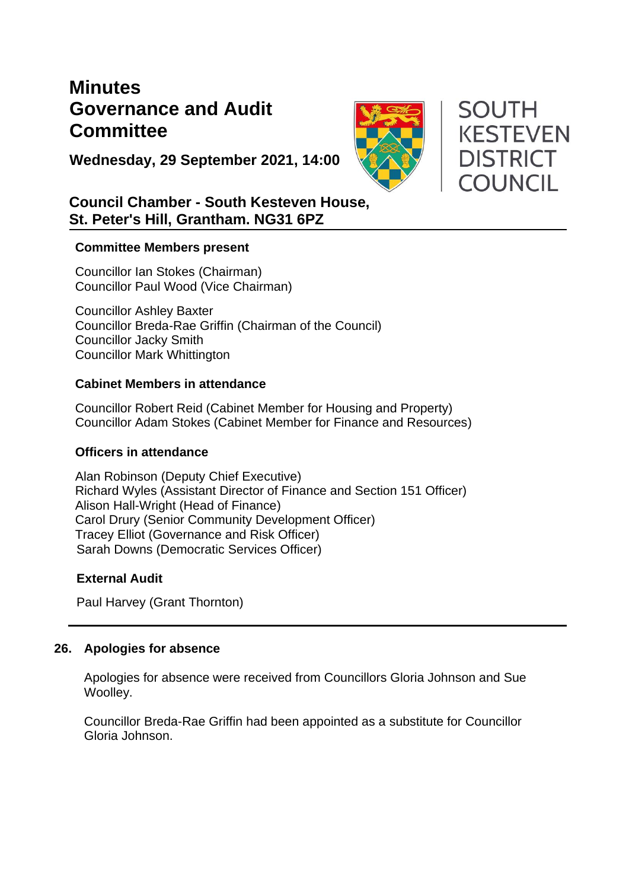# Minutes
# Governance and Audit Committee

**Wednesday, 29 September 2021, 14:00**

SOUTH KESTEVEN DISTRICT COUNCIL

## Council Chamber - South Kesteven House, St. Peter's Hill, Grantham. NG31 6PZ

### Committee Members present

Councillor Ian Stokes (Chairman)
Councillor Paul Wood (Vice Chairman)

Councillor Ashley Baxter
Councillor Breda-Rae Griffin (Chairman of the Council)
Councillor Jacky Smith
Councillor Mark Whittington

### Cabinet Members in attendance

Councillor Robert Reid (Cabinet Member for Housing and Property)
Councillor Adam Stokes (Cabinet Member for Finance and Resources)

### Officers in attendance

Alan Robinson (Deputy Chief Executive)
Richard Wyles (Assistant Director of Finance and Section 151 Officer)
Alison Hall-Wright (Head of Finance)
Carol Drury (Senior Community Development Officer)
Tracey Elliot (Governance and Risk Officer)
Sarah Downs (Democratic Services Officer)

### External Audit

Paul Harvey (Grant Thornton)

---

## 26. Apologies for absence

Apologies for absence were received from Councillors Gloria Johnson and Sue Woolley.

Councillor Breda-Rae Griffin had been appointed as a substitute for Councillor Gloria Johnson.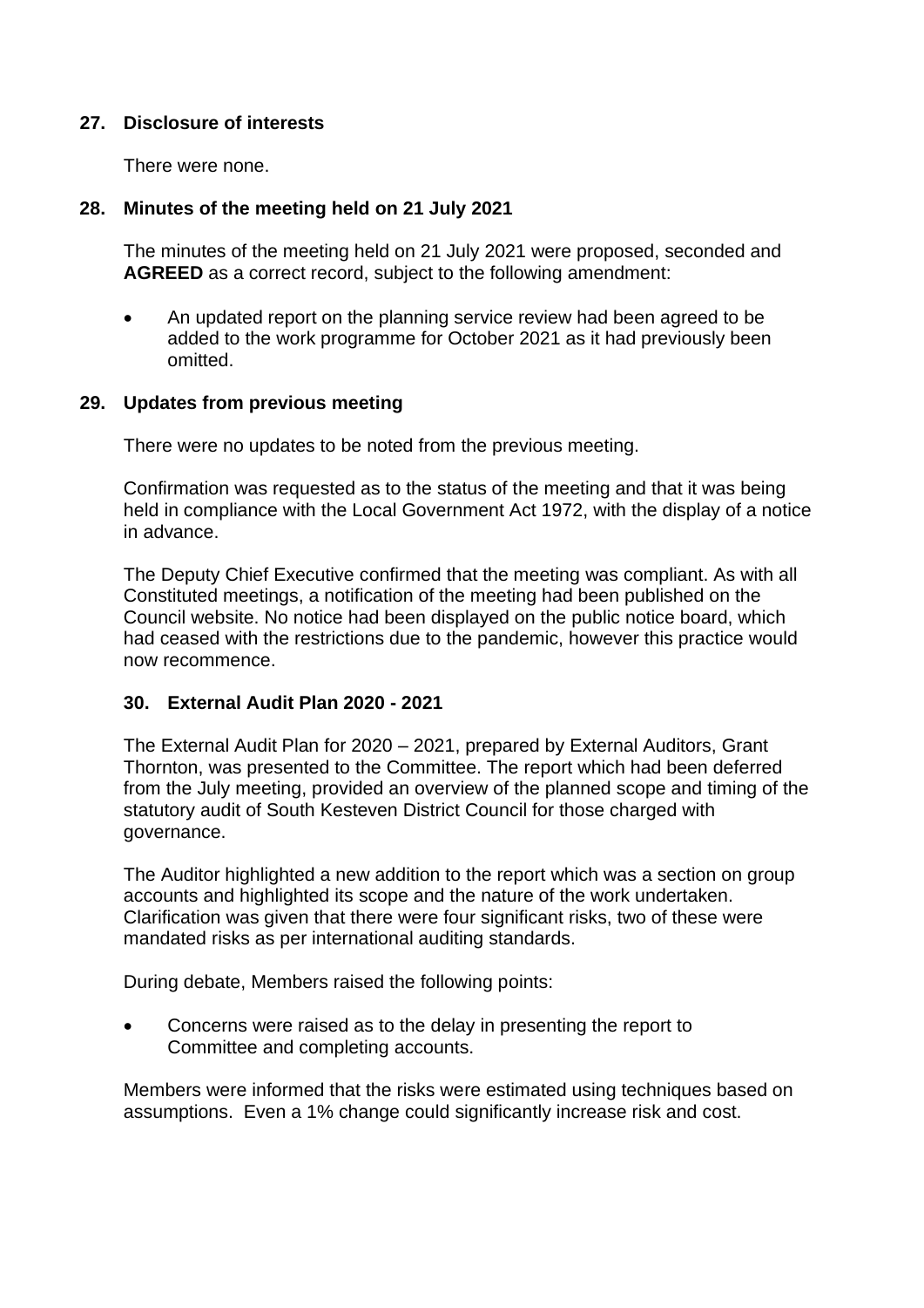### 27. Disclosure of interests

There were none.

### 28. Minutes of the meeting held on 21 July 2021

The minutes of the meeting held on 21 July 2021 were proposed, seconded and **AGREED** as a correct record, subject to the following amendment:

- An updated report on the planning service review had been agreed to be added to the work programme for October 2021 as it had previously been omitted.

### 29. Updates from previous meeting

There were no updates to be noted from the previous meeting.

Confirmation was requested as to the status of the meeting and that it was being held in compliance with the Local Government Act 1972, with the display of a notice in advance.

The Deputy Chief Executive confirmed that the meeting was compliant. As with all Constituted meetings, a notification of the meeting had been published on the Council website. No notice had been displayed on the public notice board, which had ceased with the restrictions due to the pandemic, however this practice would now recommence.

### 30. External Audit Plan 2020 - 2021

The External Audit Plan for 2020 – 2021, prepared by External Auditors, Grant Thornton, was presented to the Committee. The report which had been deferred from the July meeting, provided an overview of the planned scope and timing of the statutory audit of South Kesteven District Council for those charged with governance.

The Auditor highlighted a new addition to the report which was a section on group accounts and highlighted its scope and the nature of the work undertaken. Clarification was given that there were four significant risks, two of these were mandated risks as per international auditing standards.

During debate, Members raised the following points:

- Concerns were raised as to the delay in presenting the report to Committee and completing accounts.

Members were informed that the risks were estimated using techniques based on assumptions. Even a 1% change could significantly increase risk and cost.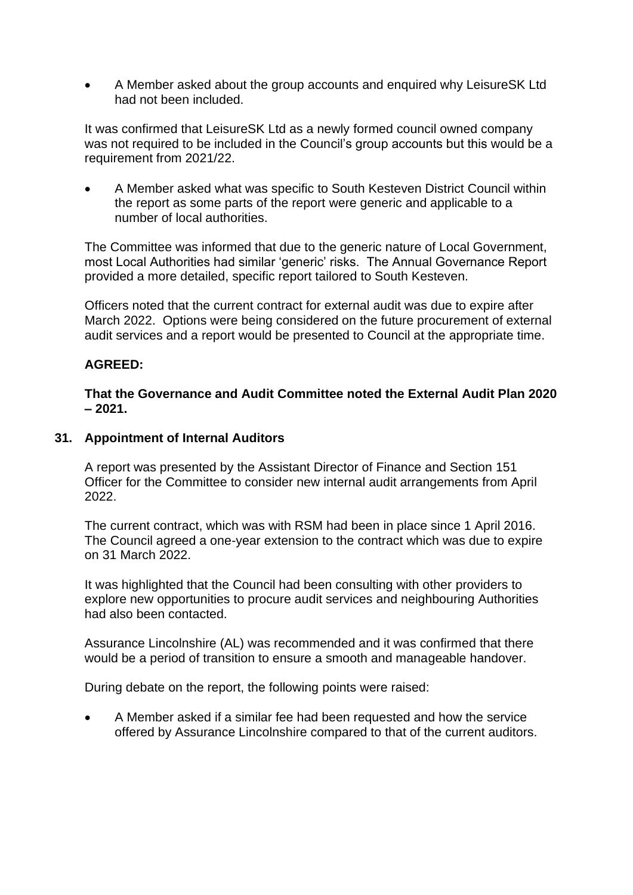- A Member asked about the group accounts and enquired why LeisureSK Ltd had not been included.

It was confirmed that LeisureSK Ltd as a newly formed council owned company was not required to be included in the Council's group accounts but this would be a requirement from 2021/22.

- A Member asked what was specific to South Kesteven District Council within the report as some parts of the report were generic and applicable to a number of local authorities.

The Committee was informed that due to the generic nature of Local Government, most Local Authorities had similar 'generic' risks. The Annual Governance Report provided a more detailed, specific report tailored to South Kesteven.

Officers noted that the current contract for external audit was due to expire after March 2022. Options were being considered on the future procurement of external audit services and a report would be presented to Council at the appropriate time.

**AGREED:**

**That the Governance and Audit Committee noted the External Audit Plan 2020 – 2021.**

## 31. Appointment of Internal Auditors

A report was presented by the Assistant Director of Finance and Section 151 Officer for the Committee to consider new internal audit arrangements from April 2022.

The current contract, which was with RSM had been in place since 1 April 2016. The Council agreed a one-year extension to the contract which was due to expire on 31 March 2022.

It was highlighted that the Council had been consulting with other providers to explore new opportunities to procure audit services and neighbouring Authorities had also been contacted.

Assurance Lincolnshire (AL) was recommended and it was confirmed that there would be a period of transition to ensure a smooth and manageable handover.

During debate on the report, the following points were raised:

- A Member asked if a similar fee had been requested and how the service offered by Assurance Lincolnshire compared to that of the current auditors.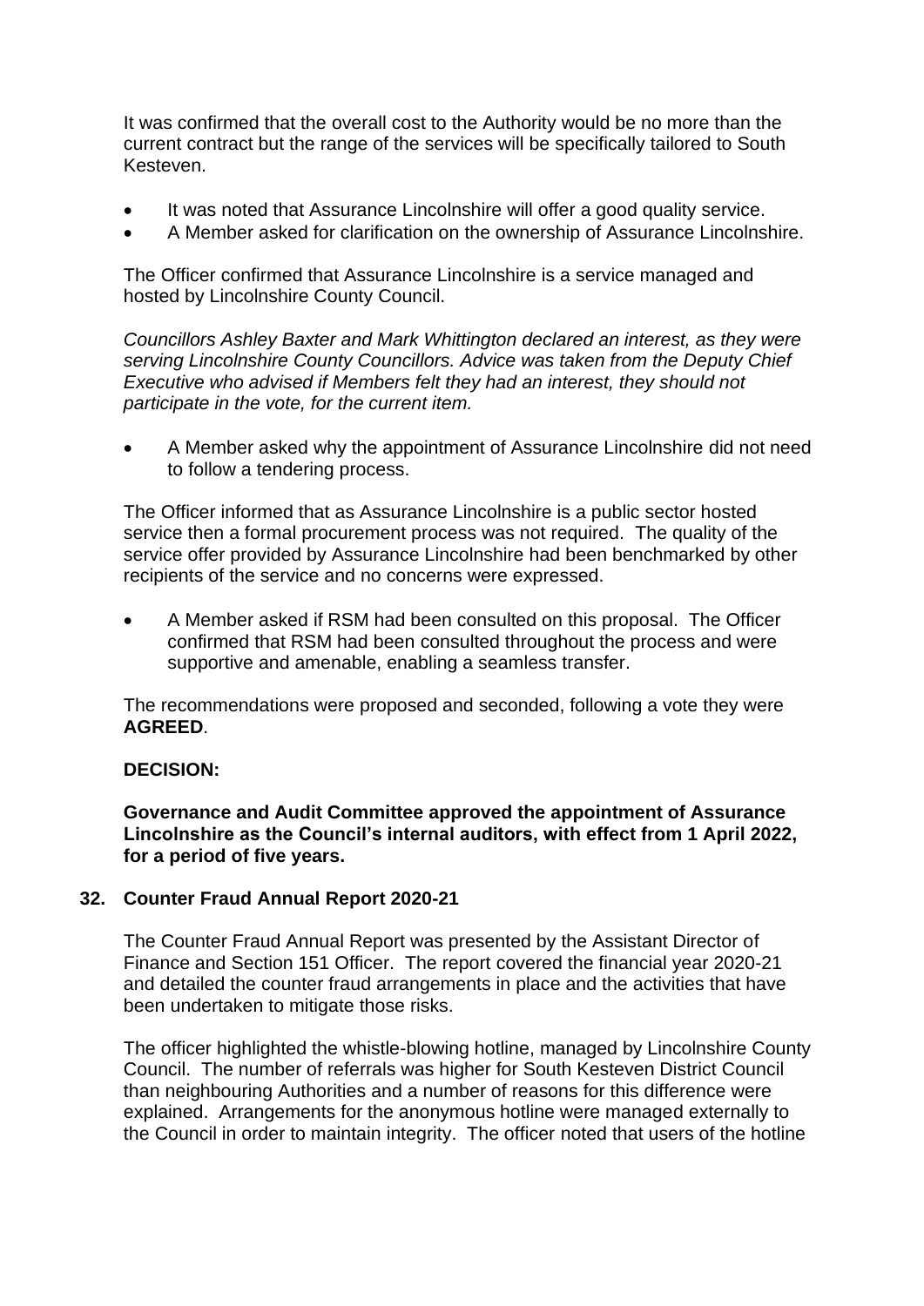It was confirmed that the overall cost to the Authority would be no more than the current contract but the range of the services will be specifically tailored to South Kesteven.

- It was noted that Assurance Lincolnshire will offer a good quality service.
- A Member asked for clarification on the ownership of Assurance Lincolnshire.

The Officer confirmed that Assurance Lincolnshire is a service managed and hosted by Lincolnshire County Council.

*Councillors Ashley Baxter and Mark Whittington declared an interest, as they were serving Lincolnshire County Councillors. Advice was taken from the Deputy Chief Executive who advised if Members felt they had an interest, they should not participate in the vote, for the current item.*

- A Member asked why the appointment of Assurance Lincolnshire did not need to follow a tendering process.

The Officer informed that as Assurance Lincolnshire is a public sector hosted service then a formal procurement process was not required. The quality of the service offer provided by Assurance Lincolnshire had been benchmarked by other recipients of the service and no concerns were expressed.

- A Member asked if RSM had been consulted on this proposal. The Officer confirmed that RSM had been consulted throughout the process and were supportive and amenable, enabling a seamless transfer.

The recommendations were proposed and seconded, following a vote they were **AGREED**.

**DECISION:**

**Governance and Audit Committee approved the appointment of Assurance Lincolnshire as the Council's internal auditors, with effect from 1 April 2022, for a period of five years.**

## 32. Counter Fraud Annual Report 2020-21

The Counter Fraud Annual Report was presented by the Assistant Director of Finance and Section 151 Officer. The report covered the financial year 2020-21 and detailed the counter fraud arrangements in place and the activities that have been undertaken to mitigate those risks.

The officer highlighted the whistle-blowing hotline, managed by Lincolnshire County Council. The number of referrals was higher for South Kesteven District Council than neighbouring Authorities and a number of reasons for this difference were explained. Arrangements for the anonymous hotline were managed externally to the Council in order to maintain integrity. The officer noted that users of the hotline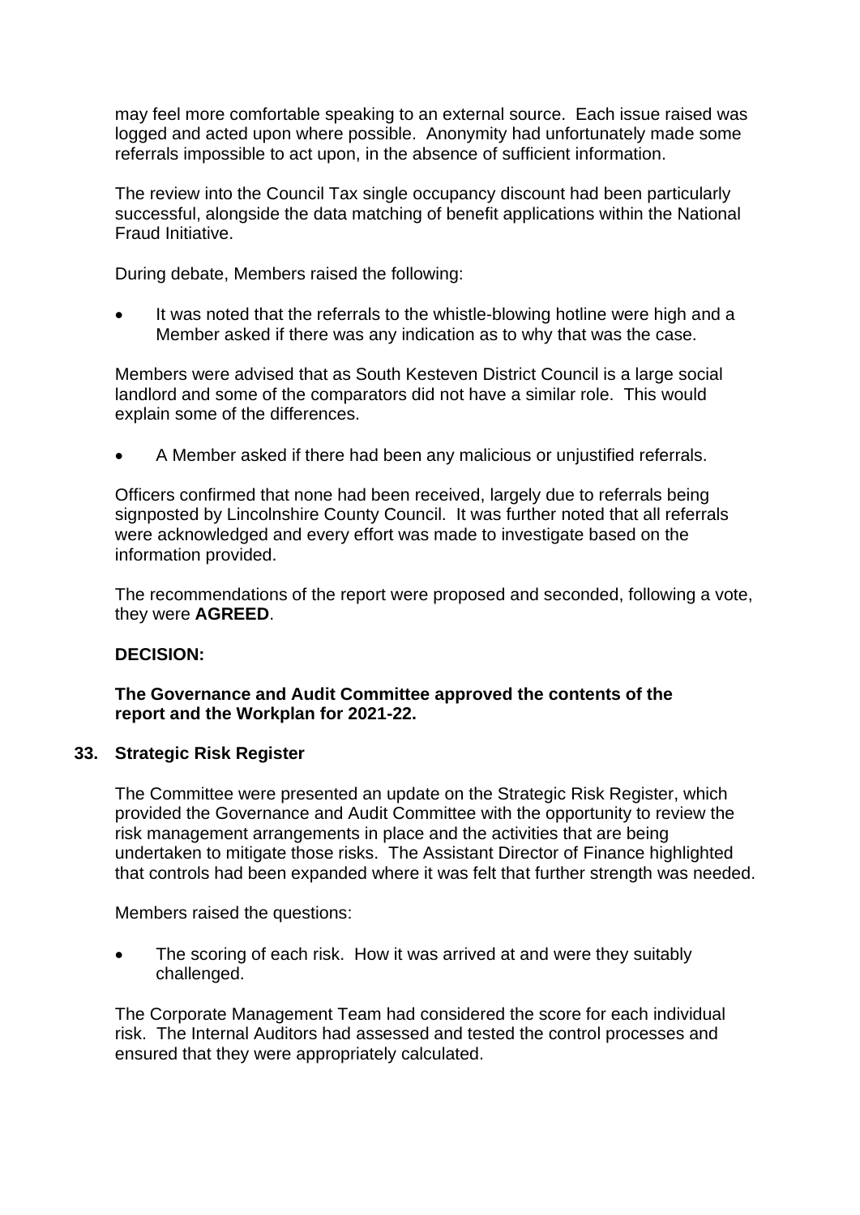may feel more comfortable speaking to an external source. Each issue raised was logged and acted upon where possible. Anonymity had unfortunately made some referrals impossible to act upon, in the absence of sufficient information.

The review into the Council Tax single occupancy discount had been particularly successful, alongside the data matching of benefit applications within the National Fraud Initiative.

During debate, Members raised the following:

- It was noted that the referrals to the whistle-blowing hotline were high and a Member asked if there was any indication as to why that was the case.

Members were advised that as South Kesteven District Council is a large social landlord and some of the comparators did not have a similar role. This would explain some of the differences.

- A Member asked if there had been any malicious or unjustified referrals.

Officers confirmed that none had been received, largely due to referrals being signposted by Lincolnshire County Council. It was further noted that all referrals were acknowledged and every effort was made to investigate based on the information provided.

The recommendations of the report were proposed and seconded, following a vote, they were **AGREED**.

**DECISION:**

**The Governance and Audit Committee approved the contents of the report and the Workplan for 2021-22.**

## 33. Strategic Risk Register

The Committee were presented an update on the Strategic Risk Register, which provided the Governance and Audit Committee with the opportunity to review the risk management arrangements in place and the activities that are being undertaken to mitigate those risks. The Assistant Director of Finance highlighted that controls had been expanded where it was felt that further strength was needed.

Members raised the questions:

- The scoring of each risk. How it was arrived at and were they suitably challenged.

The Corporate Management Team had considered the score for each individual risk. The Internal Auditors had assessed and tested the control processes and ensured that they were appropriately calculated.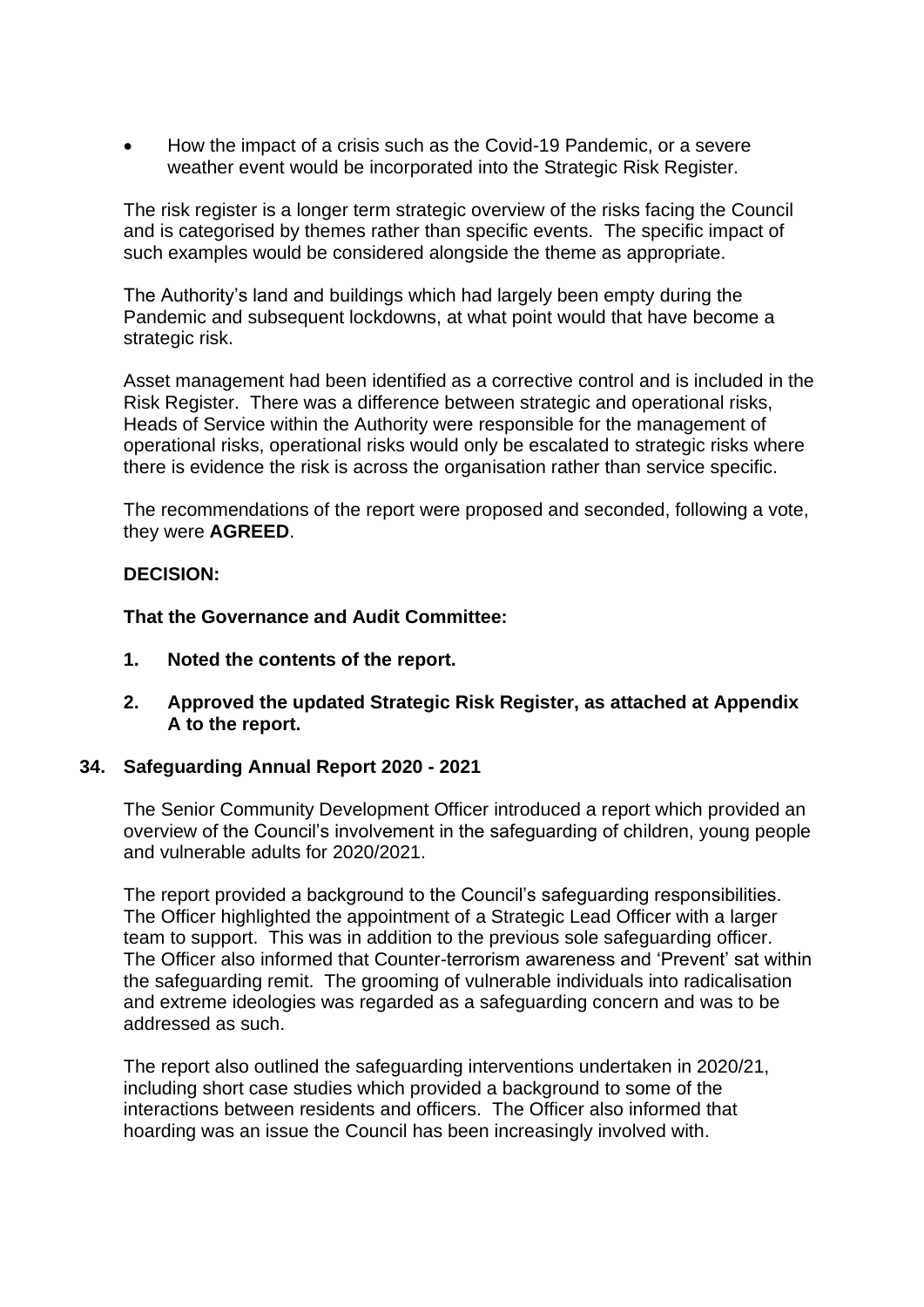- How the impact of a crisis such as the Covid-19 Pandemic, or a severe weather event would be incorporated into the Strategic Risk Register.

The risk register is a longer term strategic overview of the risks facing the Council and is categorised by themes rather than specific events. The specific impact of such examples would be considered alongside the theme as appropriate.

The Authority's land and buildings which had largely been empty during the Pandemic and subsequent lockdowns, at what point would that have become a strategic risk.

Asset management had been identified as a corrective control and is included in the Risk Register. There was a difference between strategic and operational risks, Heads of Service within the Authority were responsible for the management of operational risks, operational risks would only be escalated to strategic risks where there is evidence the risk is across the organisation rather than service specific.

The recommendations of the report were proposed and seconded, following a vote, they were **AGREED**.

**DECISION:**

**That the Governance and Audit Committee:**

1. **Noted the contents of the report.**
2. **Approved the updated Strategic Risk Register, as attached at Appendix A to the report.**

## 34. Safeguarding Annual Report 2020 - 2021

The Senior Community Development Officer introduced a report which provided an overview of the Council's involvement in the safeguarding of children, young people and vulnerable adults for 2020/2021.

The report provided a background to the Council's safeguarding responsibilities. The Officer highlighted the appointment of a Strategic Lead Officer with a larger team to support. This was in addition to the previous sole safeguarding officer. The Officer also informed that Counter-terrorism awareness and 'Prevent' sat within the safeguarding remit. The grooming of vulnerable individuals into radicalisation and extreme ideologies was regarded as a safeguarding concern and was to be addressed as such.

The report also outlined the safeguarding interventions undertaken in 2020/21, including short case studies which provided a background to some of the interactions between residents and officers. The Officer also informed that hoarding was an issue the Council has been increasingly involved with.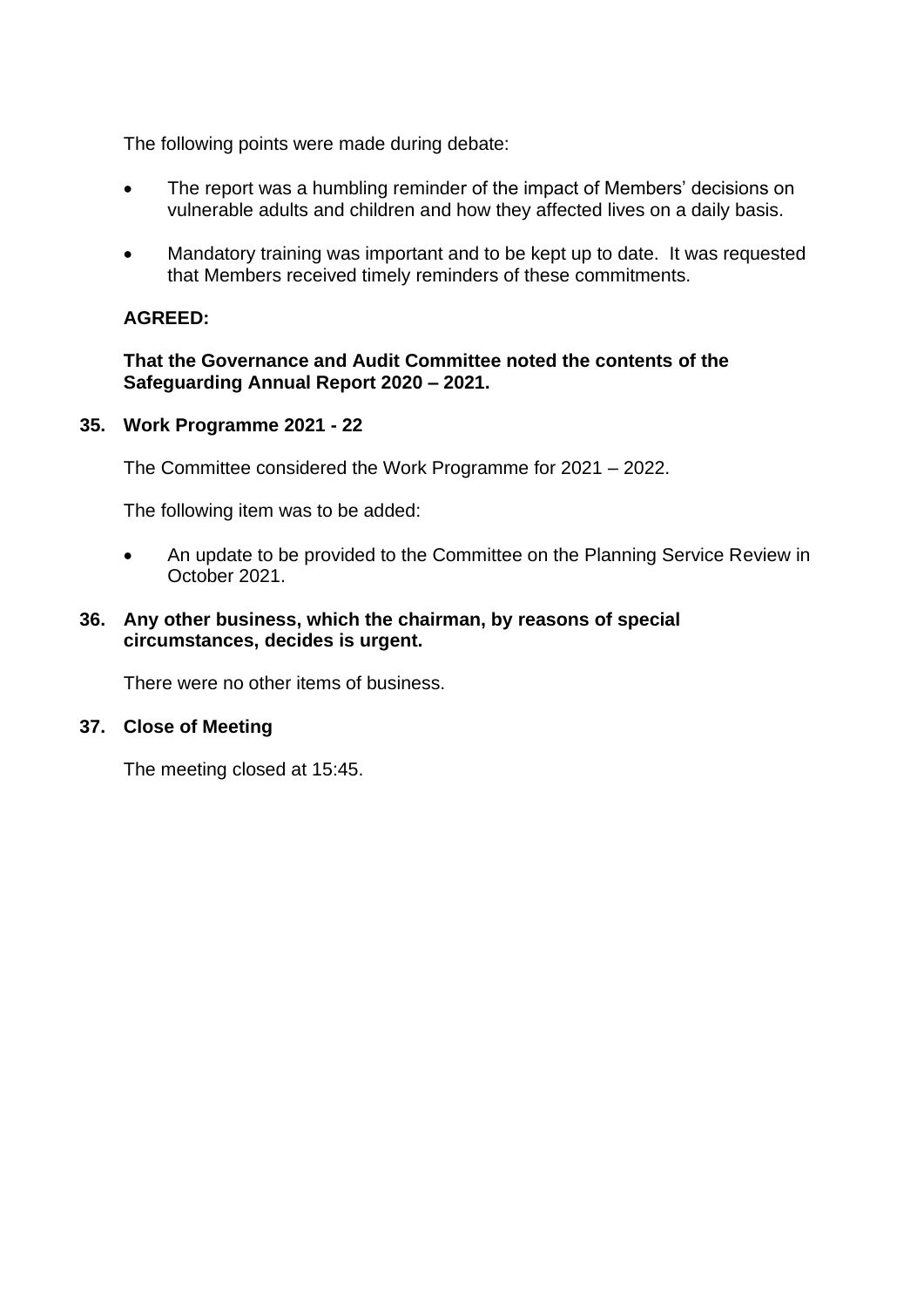The following points were made during debate:

- The report was a humbling reminder of the impact of Members' decisions on vulnerable adults and children and how they affected lives on a daily basis.

- Mandatory training was important and to be kept up to date. It was requested that Members received timely reminders of these commitments.

**AGREED:**

**That the Governance and Audit Committee noted the contents of the Safeguarding Annual Report 2020 – 2021.**

**35. Work Programme 2021 - 22**

The Committee considered the Work Programme for 2021 – 2022.

The following item was to be added:

- An update to be provided to the Committee on the Planning Service Review in October 2021.

**36. Any other business, which the chairman, by reasons of special circumstances, decides is urgent.**

There were no other items of business.

**37. Close of Meeting**

The meeting closed at 15:45.